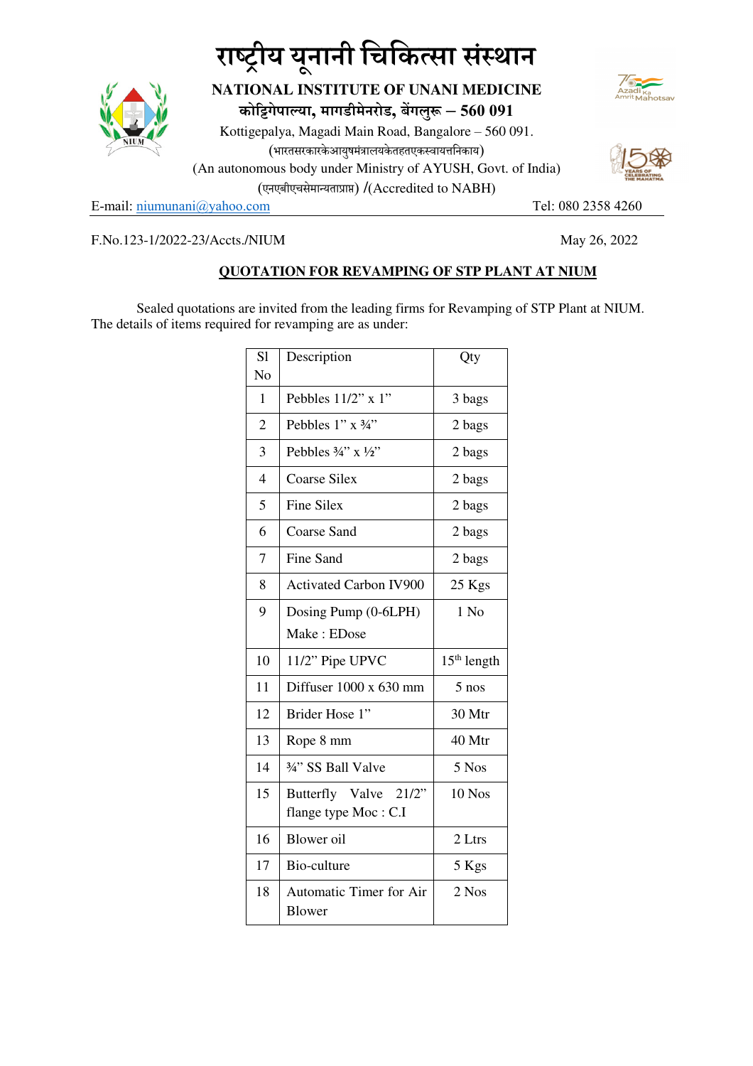# राष्ट्रीय यूनानी चिकित्सा संस्थान

## NATIONAL INSTITUTE OF UNANI MEDICINE

**कोट्टिगेपाल्या, मागडीमेनरोड, बेंगलुरू – 560 091**

Kottigepalya, Magadi Main Road, Bangalore – 560 091.

(भारतसरकारकेआयुषमंत्रालयकेतहतएकस्वायत्तनिकाय)

(An autonomous body under Ministry of AYUSH, Govt. of India)

(एनएबीएचसेमान्यताप्राप्त) /(Accredited to NABH)

E-mail: niumunani@yahoo.com    Tel: 080 2358 4260

F.No.123-1/2022-23/Accts./NIUM    May 26, 2022

**QUOTATION FOR REVAMPING OF STP PLANT AT NIUM**

Sealed quotations are invited from the leading firms for Revamping of STP Plant at NIUM. The details of items required for revamping are as under:

| Sl No | Description | Qty |
|---|---|---|
| 1 | Pebbles 11/2" x 1" | 3 bags |
| 2 | Pebbles 1" x ¾" | 2 bags |
| 3 | Pebbles ¾" x ½" | 2 bags |
| 4 | Coarse Silex | 2 bags |
| 5 | Fine Silex | 2 bags |
| 6 | Coarse Sand | 2 bags |
| 7 | Fine Sand | 2 bags |
| 8 | Activated Carbon IV900 | 25 Kgs |
| 9 | Dosing Pump (0-6LPH) Make : EDose | 1 No |
| 10 | 11/2" Pipe UPVC | 15th length |
| 11 | Diffuser 1000 x 630 mm | 5 nos |
| 12 | Brider Hose 1" | 30 Mtr |
| 13 | Rope 8 mm | 40 Mtr |
| 14 | ¾" SS Ball Valve | 5 Nos |
| 15 | Butterfly Valve 21/2" flange type Moc : C.I | 10 Nos |
| 16 | Blower oil | 2 Ltrs |
| 17 | Bio-culture | 5 Kgs |
| 18 | Automatic Timer for Air Blower | 2 Nos |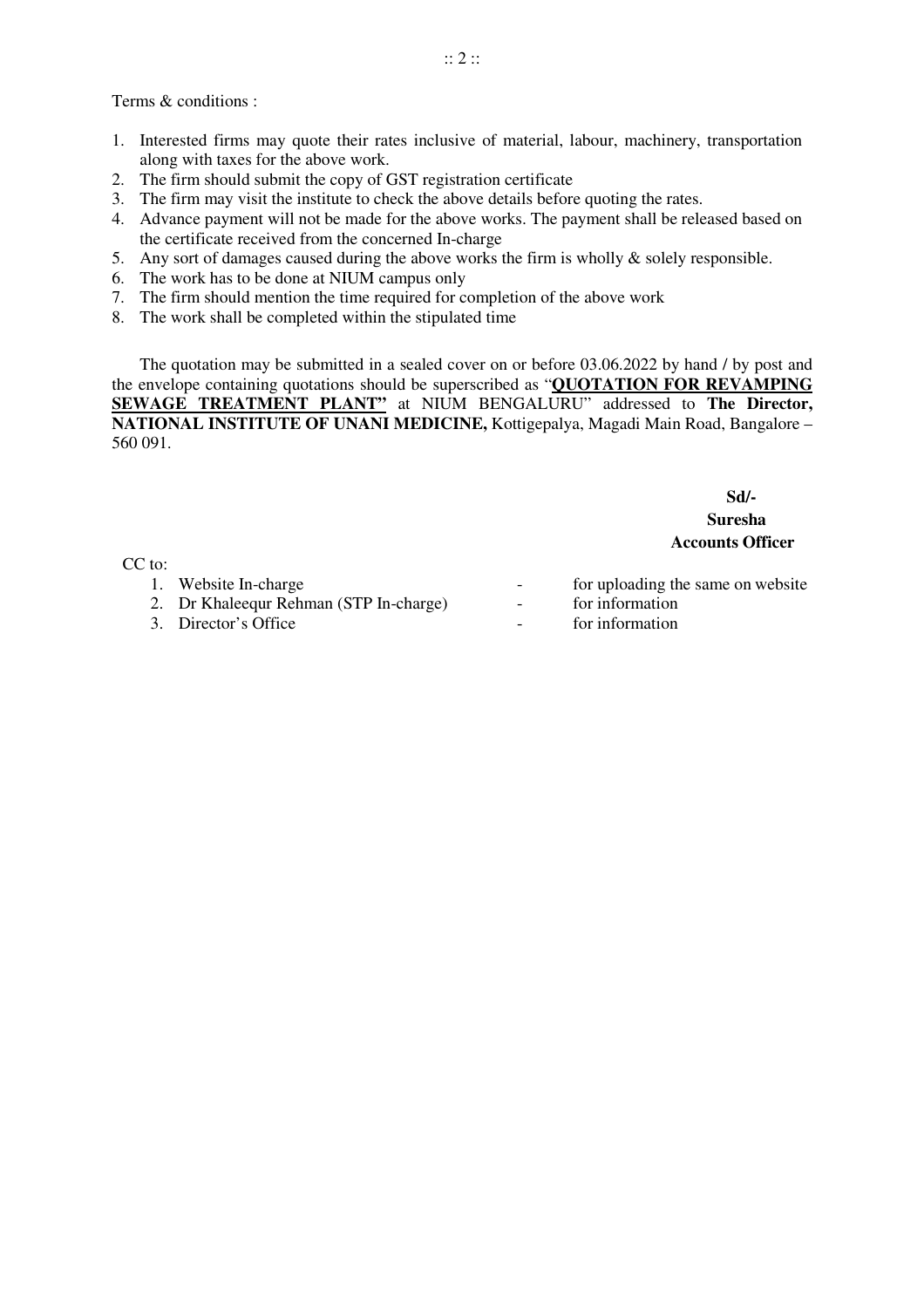Terms & conditions :

1. Interested firms may quote their rates inclusive of material, labour, machinery, transportation along with taxes for the above work.
2. The firm should submit the copy of GST registration certificate
3. The firm may visit the institute to check the above details before quoting the rates.
4. Advance payment will not be made for the above works. The payment shall be released based on the certificate received from the concerned In-charge
5. Any sort of damages caused during the above works the firm is wholly & solely responsible.
6. The work has to be done at NIUM campus only
7. The firm should mention the time required for completion of the above work
8. The work shall be completed within the stipulated time

The quotation may be submitted in a sealed cover on or before 03.06.2022 by hand / by post and the envelope containing quotations should be superscribed as "**QUOTATION FOR REVAMPING SEWAGE TREATMENT PLANT"** at NIUM BENGALURU" addressed to **The Director, NATIONAL INSTITUTE OF UNANI MEDICINE,** Kottigepalya, Magadi Main Road, Bangalore – 560 091.

**Sd/-**
**Suresha**
**Accounts Officer**

CC to:

1. Website In-charge - for uploading the same on website
2. Dr Khaleequr Rehman (STP In-charge) - for information
3. Director's Office - for information